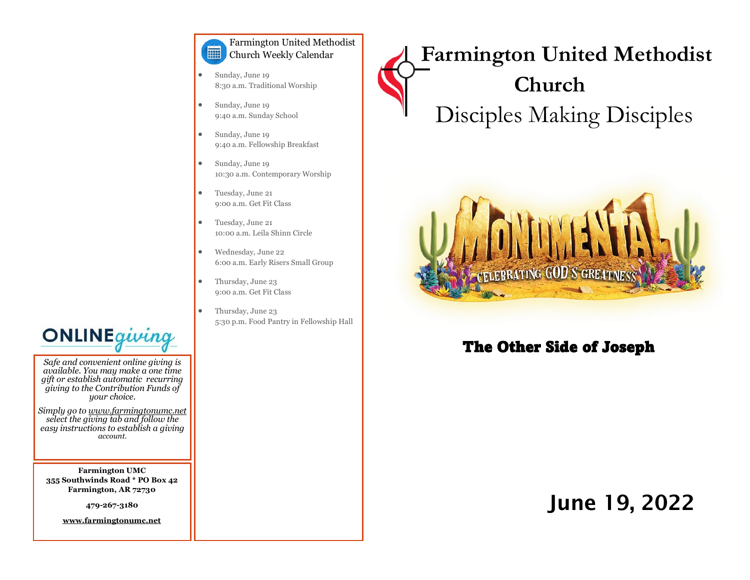ONLINE*giving*

*Safe and convenient online giving is available. You may make a one time gift or establish automatic recurring giving to the Contribution Funds of your choice.*

*Simply go to www.farmingtonumc.net select the giving tab and follow the easy instructions to establish a giving account.*

**Farmington UMC**
**355 Southwinds Road * PO Box 42**
**Farmington, AR 72730**

**479-267-3180**

**www.farmingtonumc.net**

## Farmington United Methodist Church Weekly Calendar

- Sunday, June 19
  8:30 a.m. Traditional Worship
- Sunday, June 19
  9:40 a.m. Sunday School
- Sunday, June 19
  9:40 a.m. Fellowship Breakfast
- Sunday, June 19
  10:30 a.m. Contemporary Worship
- Tuesday, June 21
  9:00 a.m. Get Fit Class
- Tuesday, June 21
  10:00 a.m. Leila Shinn Circle
- Wednesday, June 22
  6:00 a.m. Early Risers Small Group
- Thursday, June 23
  9:00 a.m. Get Fit Class
- Thursday, June 23
  5:30 p.m. Food Pantry in Fellowship Hall

# Farmington United Methodist Church

Disciples Making Disciples

MONUMENTAL
CELEBRATING GOD'S GREATNESS

## The Other Side of Joseph

## June 19, 2022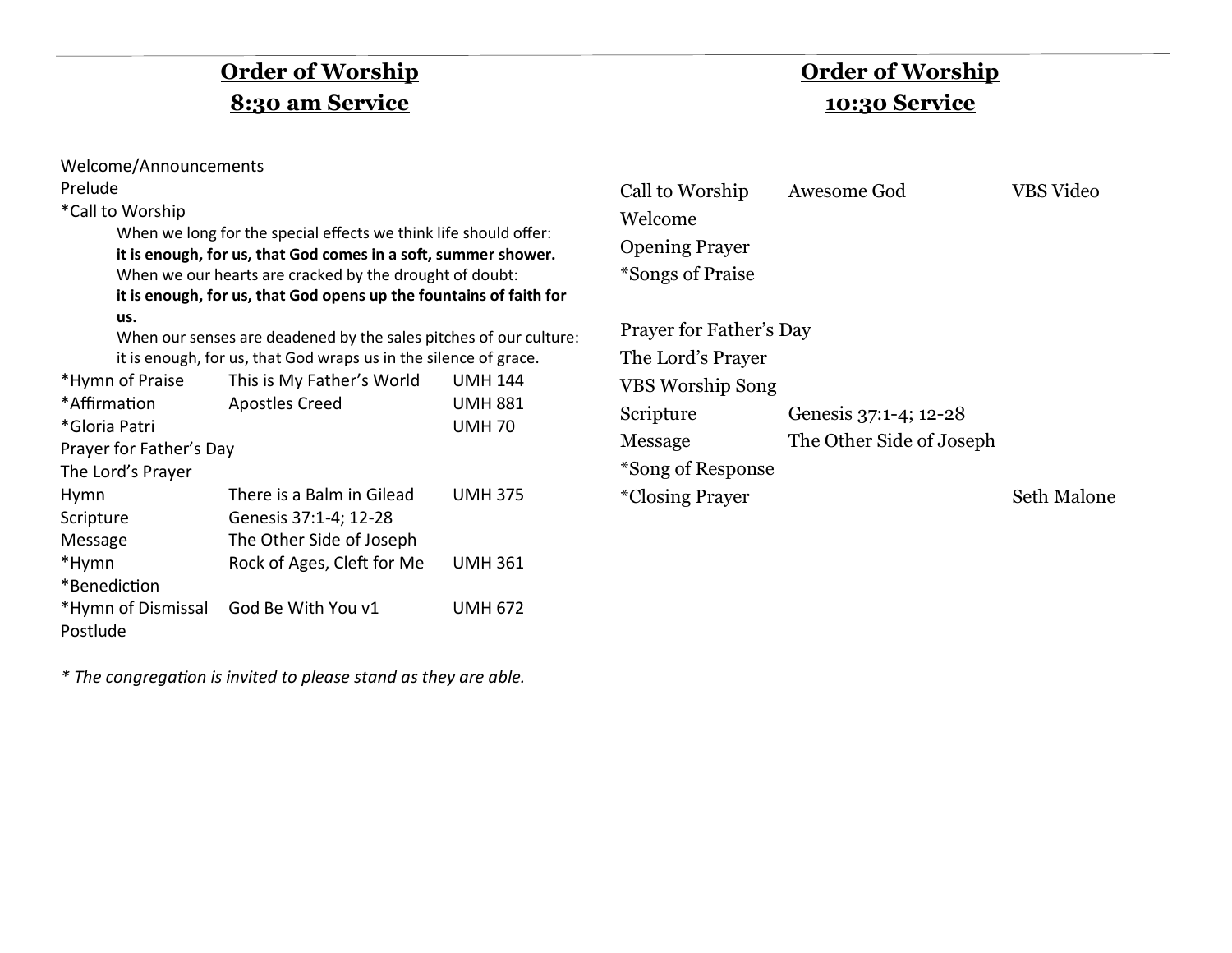## **Order of Worship**
## **8:30 am Service**

Welcome/Announcements
Prelude
*Call to Worship

> When we long for the special effects we think life should offer:
> **it is enough, for us, that God comes in a soft, summer shower.**
> When we our hearts are cracked by the drought of doubt:
> **it is enough, for us, that God opens up the fountains of faith for us.**
> When our senses are deadened by the sales pitches of our culture:
> it is enough, for us, that God wraps us in the silence of grace.

| | | |
|---|---|---|
| *Hymn of Praise | This is My Father's World | UMH 144 |
| *Affirmation | Apostles Creed | UMH 881 |
| *Gloria Patri | | UMH 70 |
| Prayer for Father's Day | | |
| The Lord's Prayer | | |
| Hymn | There is a Balm in Gilead | UMH 375 |
| Scripture | Genesis 37:1-4; 12-28 | |
| Message | The Other Side of Joseph | |
| *Hymn | Rock of Ages, Cleft for Me | UMH 361 |
| *Benediction | | |
| *Hymn of Dismissal | God Be With You v1 | UMH 672 |
| Postlude | | |

*\* The congregation is invited to please stand as they are able.*

## **Order of Worship**
## **10:30 Service**

| | | |
|---|---|---|
| Call to Worship | Awesome God | VBS Video |
| Welcome | | |
| Opening Prayer | | |
| *Songs of Praise | | |
| | | |
| Prayer for Father's Day | | |
| The Lord's Prayer | | |
| VBS Worship Song | | |
| Scripture | Genesis 37:1-4; 12-28 | |
| Message | The Other Side of Joseph | |
| *Song of Response | | |
| *Closing Prayer | | Seth Malone |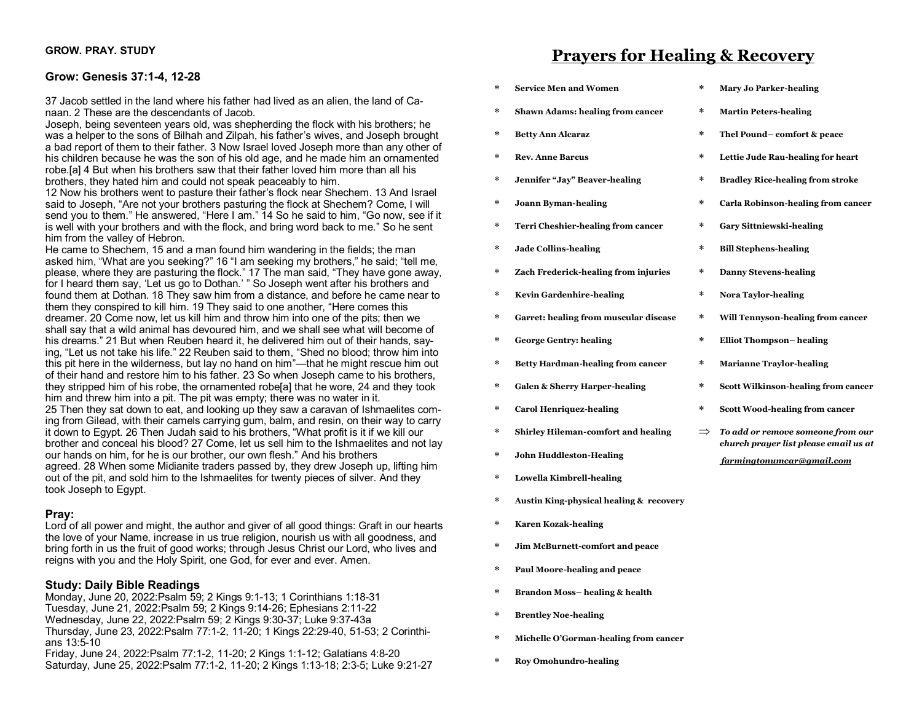**GROW. PRAY. STUDY**

### Grow: Genesis 37:1-4, 12-28

37 Jacob settled in the land where his father had lived as an alien, the land of Canaan. 2 These are the descendants of Jacob.
Joseph, being seventeen years old, was shepherding the flock with his brothers; he was a helper to the sons of Bilhah and Zilpah, his father's wives, and Joseph brought a bad report of them to their father. 3 Now Israel loved Joseph more than any other of his children because he was the son of his old age, and he made him an ornamented robe.[a] 4 But when his brothers saw that their father loved him more than all his brothers, they hated him and could not speak peaceably to him.
12 Now his brothers went to pasture their father's flock near Shechem. 13 And Israel said to Joseph, "Are not your brothers pasturing the flock at Shechem? Come, I will send you to them." He answered, "Here I am." 14 So he said to him, "Go now, see if it is well with your brothers and with the flock, and bring word back to me." So he sent him from the valley of Hebron.
He came to Shechem, 15 and a man found him wandering in the fields; the man asked him, "What are you seeking?" 16 "I am seeking my brothers," he said; "tell me, please, where they are pasturing the flock." 17 The man said, "They have gone away, for I heard them say, 'Let us go to Dothan.' " So Joseph went after his brothers and found them at Dothan. 18 They saw him from a distance, and before he came near to them they conspired to kill him. 19 They said to one another, "Here comes this dreamer. 20 Come now, let us kill him and throw him into one of the pits; then we shall say that a wild animal has devoured him, and we shall see what will become of his dreams." 21 But when Reuben heard it, he delivered him out of their hands, saying, "Let us not take his life." 22 Reuben said to them, "Shed no blood; throw him into this pit here in the wilderness, but lay no hand on him"—that he might rescue him out of their hand and restore him to his father. 23 So when Joseph came to his brothers, they stripped him of his robe, the ornamented robe[a] that he wore, 24 and they took him and threw him into a pit. The pit was empty; there was no water in it.
25 Then they sat down to eat, and looking up they saw a caravan of Ishmaelites coming from Gilead, with their camels carrying gum, balm, and resin, on their way to carry it down to Egypt. 26 Then Judah said to his brothers, "What profit is it if we kill our brother and conceal his blood? 27 Come, let us sell him to the Ishmaelites and not lay our hands on him, for he is our brother, our own flesh." And his brothers agreed. 28 When some Midianite traders passed by, they drew Joseph up, lifting him out of the pit, and sold him to the Ishmaelites for twenty pieces of silver. And they took Joseph to Egypt.

### Pray:

Lord of all power and might, the author and giver of all good things: Graft in our hearts the love of your Name, increase in us true religion, nourish us with all goodness, and bring forth in us the fruit of good works; through Jesus Christ our Lord, who lives and reigns with you and the Holy Spirit, one God, for ever and ever. Amen.

### Study: Daily Bible Readings

Monday, June 20, 2022:Psalm 59; 2 Kings 9:1-13; 1 Corinthians 1:18-31
Tuesday, June 21, 2022:Psalm 59; 2 Kings 9:14-26; Ephesians 2:11-22
Wednesday, June 22, 2022:Psalm 59; 2 Kings 9:30-37; Luke 9:37-43a
Thursday, June 23, 2022:Psalm 77:1-2, 11-20; 1 Kings 22:29-40, 51-53; 2 Corinthians 13:5-10
Friday, June 24, 2022:Psalm 77:1-2, 11-20; 2 Kings 1:1-12; Galatians 4:8-20
Saturday, June 25, 2022:Psalm 77:1-2, 11-20; 2 Kings 1:13-18; 2:3-5; Luke 9:21-27

# Prayers for Healing & Recovery

* **Service Men and Women**
* **Shawn Adams: healing from cancer**
* **Betty Ann Alcaraz**
* **Rev. Anne Barcus**
* **Jennifer "Jay" Beaver-healing**
* **Joann Byman-healing**
* **Terri Cheshier-healing from cancer**
* **Jade Collins-healing**
* **Zach Frederick-healing from injuries**
* **Kevin Gardenhire-healing**
* **Garret: healing from muscular disease**
* **George Gentry: healing**
* **Betty Hardman-healing from cancer**
* **Galen & Sherry Harper-healing**
* **Carol Henriquez-healing**
* **Shirley Hileman-comfort and healing**
* **John Huddleston-Healing**
* **Lowella Kimbrell-healing**
* **Austin King-physical healing & recovery**
* **Karen Kozak-healing**
* **Jim McBurnett-comfort and peace**
* **Paul Moore-healing and peace**
* **Brandon Moss– healing & health**
* **Brentley Noe-healing**
* **Michelle O'Gorman-healing from cancer**
* **Roy Omohundro-healing**
* **Mary Jo Parker-healing**
* **Martin Peters-healing**
* **Thel Pound– comfort & peace**
* **Lettie Jude Rau-healing for heart**
* **Bradley Rice-healing from stroke**
* **Carla Robinson-healing from cancer**
* **Gary Sittniewski-healing**
* **Bill Stephens-healing**
* **Danny Stevens-healing**
* **Nora Taylor-healing**
* **Will Tennyson-healing from cancer**
* **Elliot Thompson– healing**
* **Marianne Traylor-healing**
* **Scott Wilkinson-healing from cancer**
* **Scott Wood-healing from cancer**

⇒ ***To add or remove someone from our church prayer list please email us at*** ***farmingtonumcar@gmail.com***